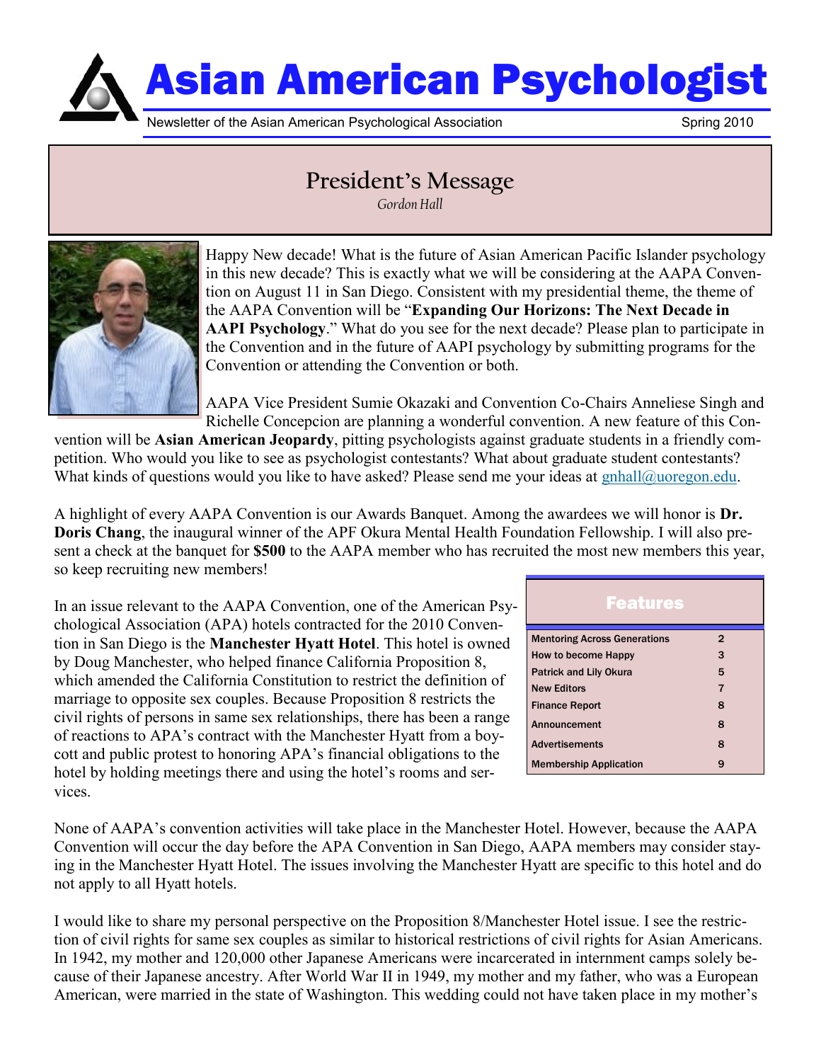# Asian American Psychologist

Newsletter of the Asian American Psychological Association — Spring 2010

## President's Message

*Gordon Hall*

Happy New decade! What is the future of Asian American Pacific Islander psychology in this new decade? This is exactly what we will be considering at the AAPA Convention on August 11 in San Diego. Consistent with my presidential theme, the theme of the AAPA Convention will be "**Expanding Our Horizons: The Next Decade in AAPI Psychology**." What do you see for the next decade? Please plan to participate in the Convention and in the future of AAPI psychology by submitting programs for the Convention or attending the Convention or both.

AAPA Vice President Sumie Okazaki and Convention Co-Chairs Anneliese Singh and Richelle Concepcion are planning a wonderful convention. A new feature of this Convention will be **Asian American Jeopardy**, pitting psychologists against graduate students in a friendly competition. Who would you like to see as psychologist contestants? What about graduate student contestants? What kinds of questions would you like to have asked? Please send me your ideas at gnhall@uoregon.edu.

A highlight of every AAPA Convention is our Awards Banquet. Among the awardees we will honor is **Dr. Doris Chang**, the inaugural winner of the APF Okura Mental Health Foundation Fellowship. I will also present a check at the banquet for **$500** to the AAPA member who has recruited the most new members this year, so keep recruiting new members!

| Features | |
|---|---|
| Mentoring Across Generations | 2 |
| How to become Happy | 3 |
| Patrick and Lily Okura | 5 |
| New Editors | 7 |
| Finance Report | 8 |
| Announcement | 8 |
| Advertisements | 8 |
| Membership Application | 9 |

In an issue relevant to the AAPA Convention, one of the American Psychological Association (APA) hotels contracted for the 2010 Convention in San Diego is the **Manchester Hyatt Hotel**. This hotel is owned by Doug Manchester, who helped finance California Proposition 8, which amended the California Constitution to restrict the definition of marriage to opposite sex couples. Because Proposition 8 restricts the civil rights of persons in same sex relationships, there has been a range of reactions to APA's contract with the Manchester Hyatt from a boycott and public protest to honoring APA's financial obligations to the hotel by holding meetings there and using the hotel's rooms and services.

None of AAPA's convention activities will take place in the Manchester Hotel. However, because the AAPA Convention will occur the day before the APA Convention in San Diego, AAPA members may consider staying in the Manchester Hyatt Hotel. The issues involving the Manchester Hyatt are specific to this hotel and do not apply to all Hyatt hotels.

I would like to share my personal perspective on the Proposition 8/Manchester Hotel issue. I see the restriction of civil rights for same sex couples as similar to historical restrictions of civil rights for Asian Americans. In 1942, my mother and 120,000 other Japanese Americans were incarcerated in internment camps solely because of their Japanese ancestry. After World War II in 1949, my mother and my father, who was a European American, were married in the state of Washington. This wedding could not have taken place in my mother's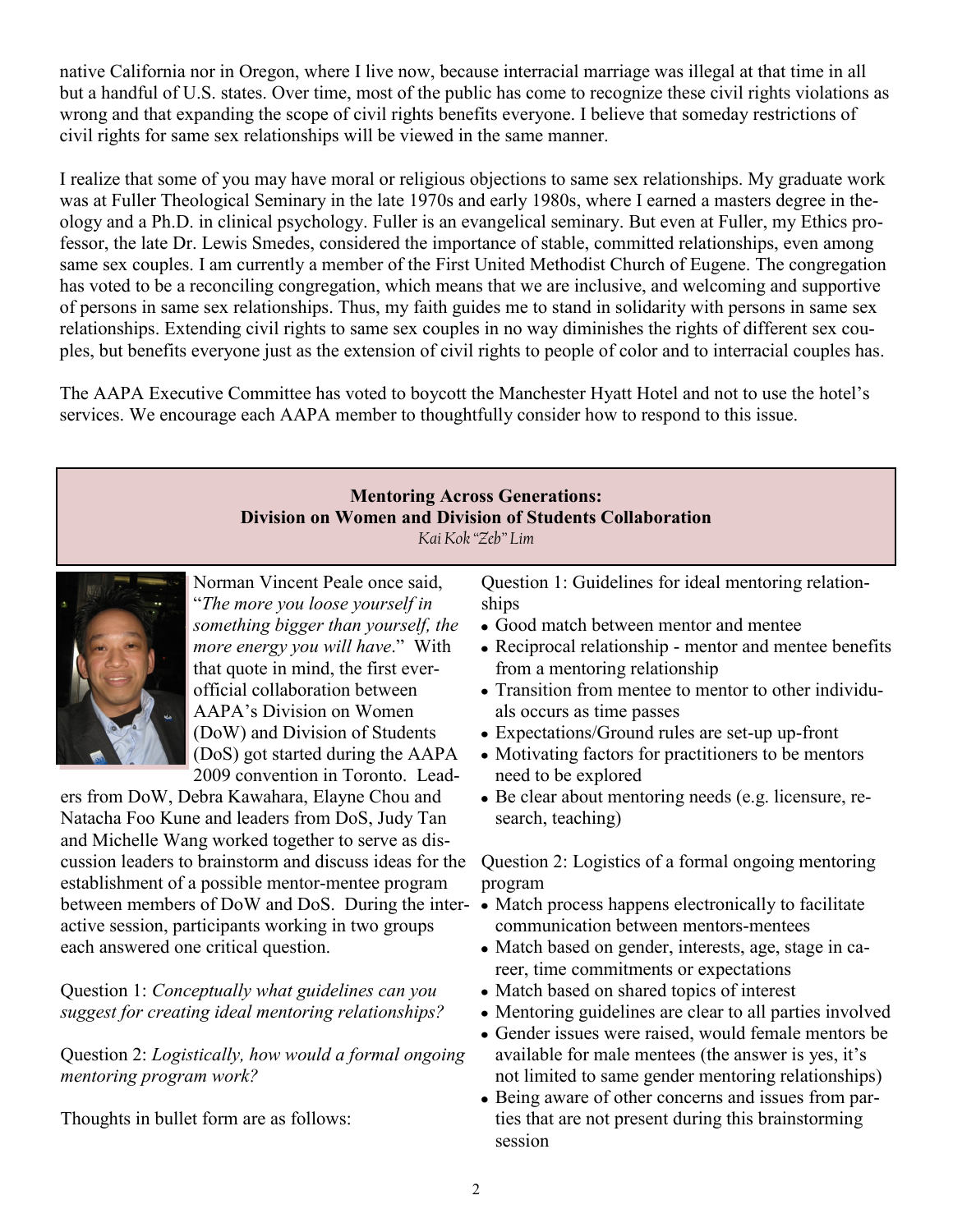native California nor in Oregon, where I live now, because interracial marriage was illegal at that time in all but a handful of U.S. states. Over time, most of the public has come to recognize these civil rights violations as wrong and that expanding the scope of civil rights benefits everyone. I believe that someday restrictions of civil rights for same sex relationships will be viewed in the same manner.

I realize that some of you may have moral or religious objections to same sex relationships. My graduate work was at Fuller Theological Seminary in the late 1970s and early 1980s, where I earned a masters degree in theology and a Ph.D. in clinical psychology. Fuller is an evangelical seminary. But even at Fuller, my Ethics professor, the late Dr. Lewis Smedes, considered the importance of stable, committed relationships, even among same sex couples. I am currently a member of the First United Methodist Church of Eugene. The congregation has voted to be a reconciling congregation, which means that we are inclusive, and welcoming and supportive of persons in same sex relationships. Thus, my faith guides me to stand in solidarity with persons in same sex relationships. Extending civil rights to same sex couples in no way diminishes the rights of different sex couples, but benefits everyone just as the extension of civil rights to people of color and to interracial couples has.

The AAPA Executive Committee has voted to boycott the Manchester Hyatt Hotel and not to use the hotel's services. We encourage each AAPA member to thoughtfully consider how to respond to this issue.

## Mentoring Across Generations: Division on Women and Division of Students Collaboration

*Kai Kok "Zeb" Lim*

Norman Vincent Peale once said, "*The more you loose yourself in something bigger than yourself, the more energy you will have*." With that quote in mind, the first ever-official collaboration between AAPA's Division on Women (DoW) and Division of Students (DoS) got started during the AAPA 2009 convention in Toronto. Leaders from DoW, Debra Kawahara, Elayne Chou and Natacha Foo Kune and leaders from DoS, Judy Tan and Michelle Wang worked together to serve as discussion leaders to brainstorm and discuss ideas for the establishment of a possible mentor-mentee program between members of DoW and DoS. During the interactive session, participants working in two groups each answered one critical question.

Question 1: *Conceptually what guidelines can you suggest for creating ideal mentoring relationships?*

Question 2: *Logistically, how would a formal ongoing mentoring program work?*

Thoughts in bullet form are as follows:

Question 1: Guidelines for ideal mentoring relationships

- Good match between mentor and mentee
- Reciprocal relationship - mentor and mentee benefits from a mentoring relationship
- Transition from mentee to mentor to other individuals occurs as time passes
- Expectations/Ground rules are set-up up-front
- Motivating factors for practitioners to be mentors need to be explored
- Be clear about mentoring needs (e.g. licensure, research, teaching)

Question 2: Logistics of a formal ongoing mentoring program

- Match process happens electronically to facilitate communication between mentors-mentees
- Match based on gender, interests, age, stage in career, time commitments or expectations
- Match based on shared topics of interest
- Mentoring guidelines are clear to all parties involved
- Gender issues were raised, would female mentors be available for male mentees (the answer is yes, it's not limited to same gender mentoring relationships)
- Being aware of other concerns and issues from parties that are not present during this brainstorming session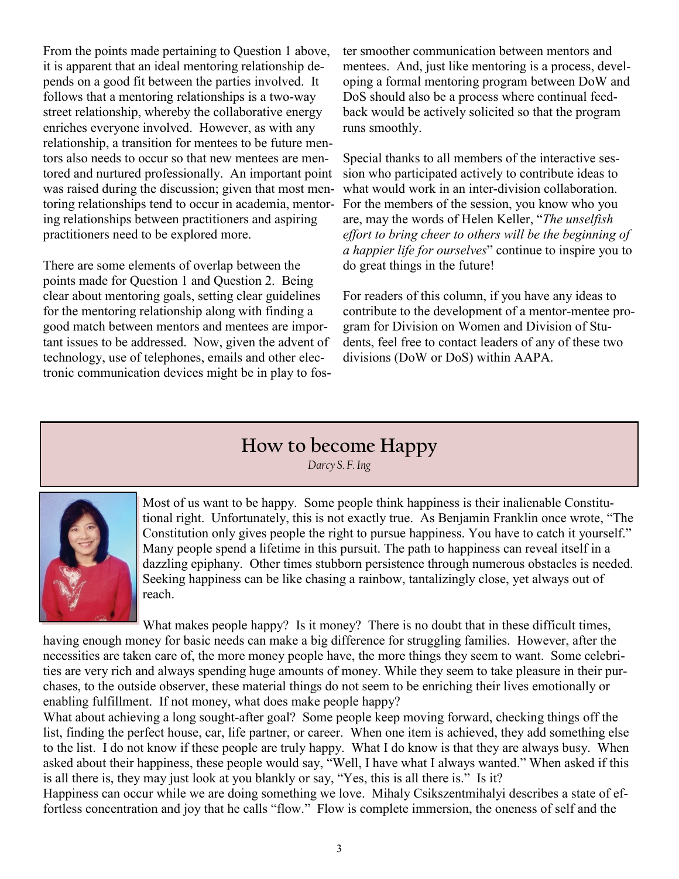From the points made pertaining to Question 1 above, it is apparent that an ideal mentoring relationship depends on a good fit between the parties involved. It follows that a mentoring relationships is a two-way street relationship, whereby the collaborative energy enriches everyone involved. However, as with any relationship, a transition for mentees to be future mentors also needs to occur so that new mentees are mentored and nurtured professionally. An important point was raised during the discussion; given that most mentoring relationships tend to occur in academia, mentoring relationships between practitioners and aspiring practitioners need to be explored more.

There are some elements of overlap between the points made for Question 1 and Question 2. Being clear about mentoring goals, setting clear guidelines for the mentoring relationship along with finding a good match between mentors and mentees are important issues to be addressed. Now, given the advent of technology, use of telephones, emails and other electronic communication devices might be in play to foster smoother communication between mentors and mentees. And, just like mentoring is a process, developing a formal mentoring program between DoW and DoS should also be a process where continual feedback would be actively solicited so that the program runs smoothly.

Special thanks to all members of the interactive session who participated actively to contribute ideas to what would work in an inter-division collaboration. For the members of the session, you know who you are, may the words of Helen Keller, "*The unselfish effort to bring cheer to others will be the beginning of a happier life for ourselves*" continue to inspire you to do great things in the future!

For readers of this column, if you have any ideas to contribute to the development of a mentor-mentee program for Division on Women and Division of Students, feel free to contact leaders of any of these two divisions (DoW or DoS) within AAPA.

## How to become Happy

*Darcy S. F. Ing*

Most of us want to be happy. Some people think happiness is their inalienable Constitutional right. Unfortunately, this is not exactly true. As Benjamin Franklin once wrote, "The Constitution only gives people the right to pursue happiness. You have to catch it yourself." Many people spend a lifetime in this pursuit. The path to happiness can reveal itself in a dazzling epiphany. Other times stubborn persistence through numerous obstacles is needed. Seeking happiness can be like chasing a rainbow, tantalizingly close, yet always out of reach.

What makes people happy? Is it money? There is no doubt that in these difficult times, having enough money for basic needs can make a big difference for struggling families. However, after the necessities are taken care of, the more money people have, the more things they seem to want. Some celebrities are very rich and always spending huge amounts of money. While they seem to take pleasure in their purchases, to the outside observer, these material things do not seem to be enriching their lives emotionally or enabling fulfillment. If not money, what does make people happy?

What about achieving a long sought-after goal? Some people keep moving forward, checking things off the list, finding the perfect house, car, life partner, or career. When one item is achieved, they add something else to the list. I do not know if these people are truly happy. What I do know is that they are always busy. When asked about their happiness, these people would say, "Well, I have what I always wanted." When asked if this is all there is, they may just look at you blankly or say, "Yes, this is all there is." Is it?

Happiness can occur while we are doing something we love. Mihaly Csikszentmihalyi describes a state of effortless concentration and joy that he calls "flow." Flow is complete immersion, the oneness of self and the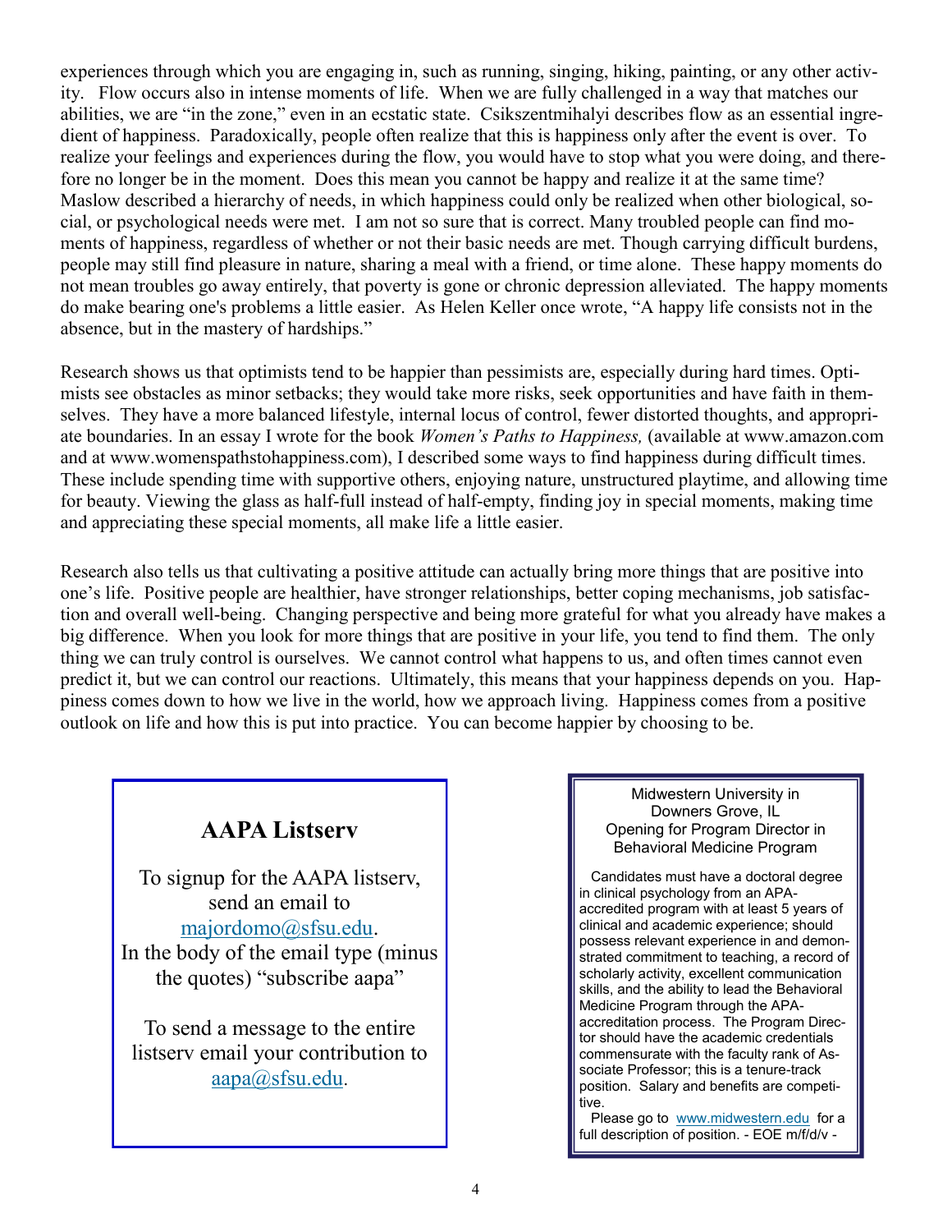experiences through which you are engaging in, such as running, singing, hiking, painting, or any other activity. Flow occurs also in intense moments of life. When we are fully challenged in a way that matches our abilities, we are "in the zone," even in an ecstatic state. Csikszentmihalyi describes flow as an essential ingredient of happiness. Paradoxically, people often realize that this is happiness only after the event is over. To realize your feelings and experiences during the flow, you would have to stop what you were doing, and therefore no longer be in the moment. Does this mean you cannot be happy and realize it at the same time? Maslow described a hierarchy of needs, in which happiness could only be realized when other biological, social, or psychological needs were met. I am not so sure that is correct. Many troubled people can find moments of happiness, regardless of whether or not their basic needs are met. Though carrying difficult burdens, people may still find pleasure in nature, sharing a meal with a friend, or time alone. These happy moments do not mean troubles go away entirely, that poverty is gone or chronic depression alleviated. The happy moments do make bearing one's problems a little easier. As Helen Keller once wrote, "A happy life consists not in the absence, but in the mastery of hardships."

Research shows us that optimists tend to be happier than pessimists are, especially during hard times. Optimists see obstacles as minor setbacks; they would take more risks, seek opportunities and have faith in themselves. They have a more balanced lifestyle, internal locus of control, fewer distorted thoughts, and appropriate boundaries. In an essay I wrote for the book *Women's Paths to Happiness,* (available at www.amazon.com and at www.womenspathstohappiness.com), I described some ways to find happiness during difficult times. These include spending time with supportive others, enjoying nature, unstructured playtime, and allowing time for beauty. Viewing the glass as half-full instead of half-empty, finding joy in special moments, making time and appreciating these special moments, all make life a little easier.

Research also tells us that cultivating a positive attitude can actually bring more things that are positive into one's life. Positive people are healthier, have stronger relationships, better coping mechanisms, job satisfaction and overall well-being. Changing perspective and being more grateful for what you already have makes a big difference. When you look for more things that are positive in your life, you tend to find them. The only thing we can truly control is ourselves. We cannot control what happens to us, and often times cannot even predict it, but we can control our reactions. Ultimately, this means that your happiness depends on you. Happiness comes down to how we live in the world, how we approach living. Happiness comes from a positive outlook on life and how this is put into practice. You can become happier by choosing to be.

## AAPA Listserv

To signup for the AAPA listserv, send an email to majordomo@sfsu.edu.
In the body of the email type (minus the quotes) "subscribe aapa"

To send a message to the entire listserv email your contribution to aapa@sfsu.edu.

---

Midwestern University in Downers Grove, IL
Opening for Program Director in Behavioral Medicine Program

Candidates must have a doctoral degree in clinical psychology from an APA-accredited program with at least 5 years of clinical and academic experience; should possess relevant experience in and demonstrated commitment to teaching, a record of scholarly activity, excellent communication skills, and the ability to lead the Behavioral Medicine Program through the APA-accreditation process. The Program Director should have the academic credentials commensurate with the faculty rank of Associate Professor; this is a tenure-track position. Salary and benefits are competitive.

Please go to www.midwestern.edu for a full description of position. - EOE m/f/d/v -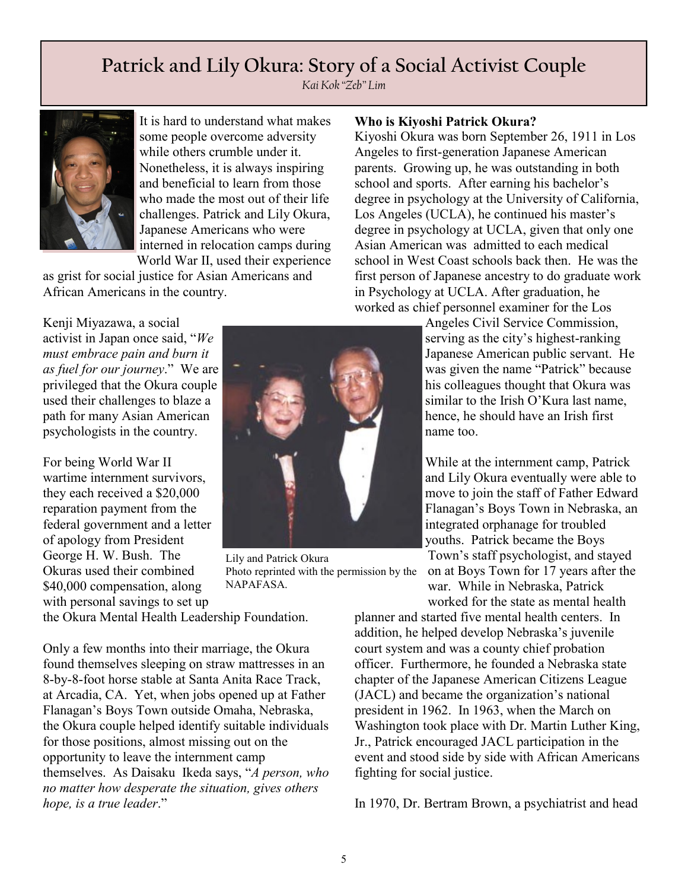# Patrick and Lily Okura: Story of a Social Activist Couple

*Kai Kok "Zeb" Lim*

It is hard to understand what makes some people overcome adversity while others crumble under it. Nonetheless, it is always inspiring and beneficial to learn from those who made the most out of their life challenges. Patrick and Lily Okura, Japanese Americans who were interned in relocation camps during World War II, used their experience as grist for social justice for Asian Americans and African Americans in the country.

Kenji Miyazawa, a social activist in Japan once said, "*We must embrace pain and burn it as fuel for our journey*." We are privileged that the Okura couple used their challenges to blaze a path for many Asian American psychologists in the country.

For being World War II wartime internment survivors, they each received a $20,000 reparation payment from the federal government and a letter of apology from President George H. W. Bush. The Okuras used their combined $40,000 compensation, along with personal savings to set up the Okura Mental Health Leadership Foundation.

Only a few months into their marriage, the Okura found themselves sleeping on straw mattresses in an 8-by-8-foot horse stable at Santa Anita Race Track, at Arcadia, CA. Yet, when jobs opened up at Father Flanagan's Boys Town outside Omaha, Nebraska, the Okura couple helped identify suitable individuals for those positions, almost missing out on the opportunity to leave the internment camp themselves. As Daisaku Ikeda says, "*A person, who no matter how desperate the situation, gives others hope, is a true leader*."

Lily and Patrick Okura
Photo reprinted with the permission by the NAPAFASA.

**Who is Kiyoshi Patrick Okura?**

Kiyoshi Okura was born September 26, 1911 in Los Angeles to first-generation Japanese American parents. Growing up, he was outstanding in both school and sports. After earning his bachelor's degree in psychology at the University of California, Los Angeles (UCLA), he continued his master's degree in psychology at UCLA, given that only one Asian American was admitted to each medical school in West Coast schools back then. He was the first person of Japanese ancestry to do graduate work in Psychology at UCLA. After graduation, he worked as chief personnel examiner for the Los Angeles Civil Service Commission, serving as the city's highest-ranking Japanese American public servant. He was given the name "Patrick" because his colleagues thought that Okura was similar to the Irish O'Kura last name, hence, he should have an Irish first name too.

While at the internment camp, Patrick and Lily Okura eventually were able to move to join the staff of Father Edward Flanagan's Boys Town in Nebraska, an integrated orphanage for troubled youths. Patrick became the Boys Town's staff psychologist, and stayed on at Boys Town for 17 years after the war. While in Nebraska, Patrick worked for the state as mental health planner and started five mental health centers. In addition, he helped develop Nebraska's juvenile court system and was a county chief probation officer. Furthermore, he founded a Nebraska state chapter of the Japanese American Citizens League (JACL) and became the organization's national president in 1962. In 1963, when the March on Washington took place with Dr. Martin Luther King, Jr., Patrick encouraged JACL participation in the event and stood side by side with African Americans fighting for social justice.

In 1970, Dr. Bertram Brown, a psychiatrist and head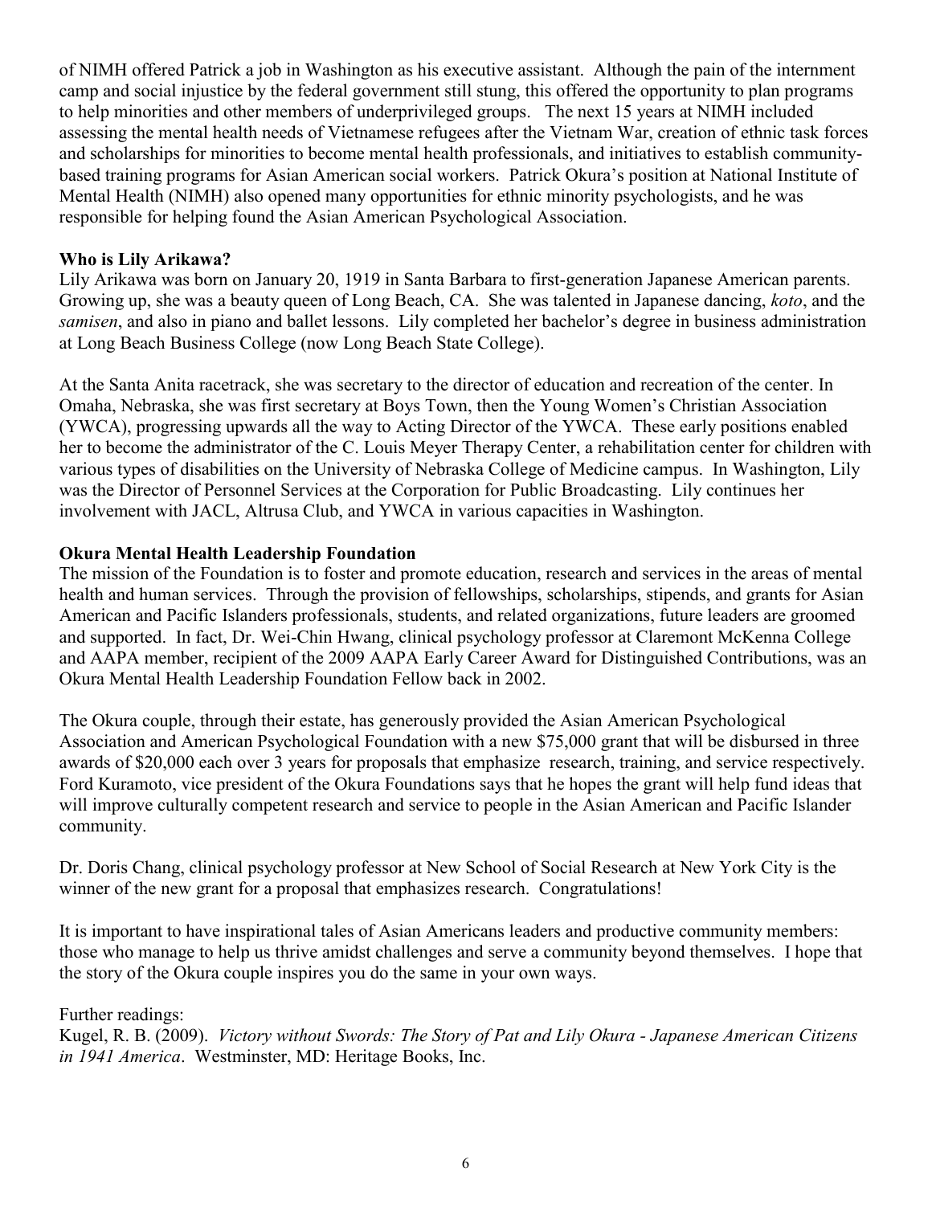of NIMH offered Patrick a job in Washington as his executive assistant. Although the pain of the internment camp and social injustice by the federal government still stung, this offered the opportunity to plan programs to help minorities and other members of underprivileged groups. The next 15 years at NIMH included assessing the mental health needs of Vietnamese refugees after the Vietnam War, creation of ethnic task forces and scholarships for minorities to become mental health professionals, and initiatives to establish community-based training programs for Asian American social workers. Patrick Okura's position at National Institute of Mental Health (NIMH) also opened many opportunities for ethnic minority psychologists, and he was responsible for helping found the Asian American Psychological Association.

**Who is Lily Arikawa?**

Lily Arikawa was born on January 20, 1919 in Santa Barbara to first-generation Japanese American parents. Growing up, she was a beauty queen of Long Beach, CA. She was talented in Japanese dancing, *koto*, and the *samisen*, and also in piano and ballet lessons. Lily completed her bachelor's degree in business administration at Long Beach Business College (now Long Beach State College).

At the Santa Anita racetrack, she was secretary to the director of education and recreation of the center. In Omaha, Nebraska, she was first secretary at Boys Town, then the Young Women's Christian Association (YWCA), progressing upwards all the way to Acting Director of the YWCA. These early positions enabled her to become the administrator of the C. Louis Meyer Therapy Center, a rehabilitation center for children with various types of disabilities on the University of Nebraska College of Medicine campus. In Washington, Lily was the Director of Personnel Services at the Corporation for Public Broadcasting. Lily continues her involvement with JACL, Altrusa Club, and YWCA in various capacities in Washington.

**Okura Mental Health Leadership Foundation**

The mission of the Foundation is to foster and promote education, research and services in the areas of mental health and human services. Through the provision of fellowships, scholarships, stipends, and grants for Asian American and Pacific Islanders professionals, students, and related organizations, future leaders are groomed and supported. In fact, Dr. Wei-Chin Hwang, clinical psychology professor at Claremont McKenna College and AAPA member, recipient of the 2009 AAPA Early Career Award for Distinguished Contributions, was an Okura Mental Health Leadership Foundation Fellow back in 2002.

The Okura couple, through their estate, has generously provided the Asian American Psychological Association and American Psychological Foundation with a new $75,000 grant that will be disbursed in three awards of $20,000 each over 3 years for proposals that emphasize research, training, and service respectively. Ford Kuramoto, vice president of the Okura Foundations says that he hopes the grant will help fund ideas that will improve culturally competent research and service to people in the Asian American and Pacific Islander community.

Dr. Doris Chang, clinical psychology professor at New School of Social Research at New York City is the winner of the new grant for a proposal that emphasizes research. Congratulations!

It is important to have inspirational tales of Asian Americans leaders and productive community members: those who manage to help us thrive amidst challenges and serve a community beyond themselves. I hope that the story of the Okura couple inspires you do the same in your own ways.

Further readings:
Kugel, R. B. (2009). *Victory without Swords: The Story of Pat and Lily Okura - Japanese American Citizens in 1941 America*. Westminster, MD: Heritage Books, Inc.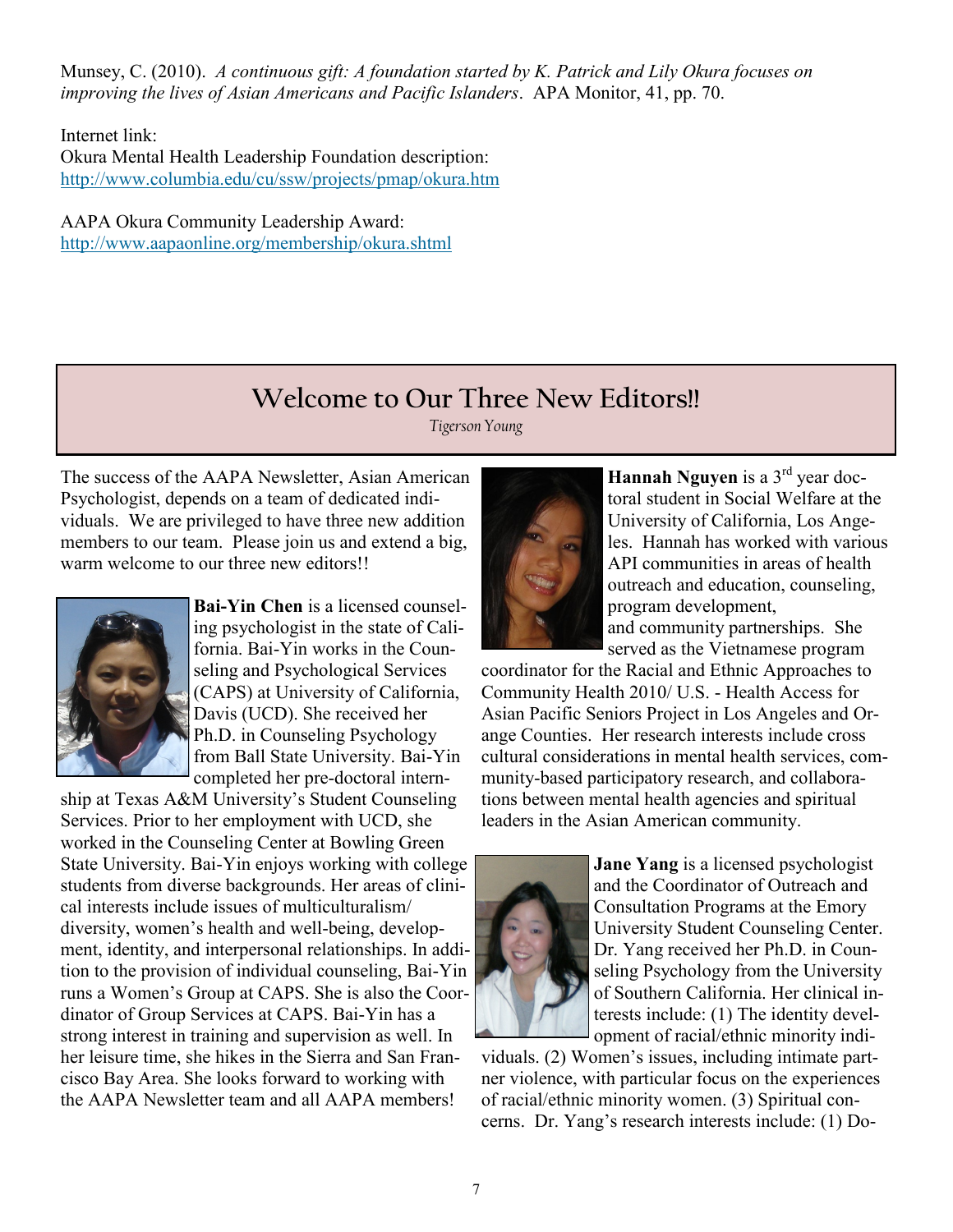Munsey, C. (2010). *A continuous gift: A foundation started by K. Patrick and Lily Okura focuses on improving the lives of Asian Americans and Pacific Islanders*. APA Monitor, 41, pp. 70.

Internet link:
Okura Mental Health Leadership Foundation description:
http://www.columbia.edu/cu/ssw/projects/pmap/okura.htm

AAPA Okura Community Leadership Award:
http://www.aapaonline.org/membership/okura.shtml

## Welcome to Our Three New Editors!!

*Tigerson Young*

The success of the AAPA Newsletter, Asian American Psychologist, depends on a team of dedicated individuals. We are privileged to have three new addition members to our team. Please join us and extend a big, warm welcome to our three new editors!!

**Bai-Yin Chen** is a licensed counseling psychologist in the state of California. Bai-Yin works in the Counseling and Psychological Services (CAPS) at University of California, Davis (UCD). She received her Ph.D. in Counseling Psychology from Ball State University. Bai-Yin completed her pre-doctoral internship at Texas A&M University's Student Counseling Services. Prior to her employment with UCD, she worked in the Counseling Center at Bowling Green State University. Bai-Yin enjoys working with college students from diverse backgrounds. Her areas of clinical interests include issues of multiculturalism/ diversity, women's health and well-being, development, identity, and interpersonal relationships. In addition to the provision of individual counseling, Bai-Yin runs a Women's Group at CAPS. She is also the Coordinator of Group Services at CAPS. Bai-Yin has a strong interest in training and supervision as well. In her leisure time, she hikes in the Sierra and San Francisco Bay Area. She looks forward to working with the AAPA Newsletter team and all AAPA members!

**Hannah Nguyen** is a 3rd year doctoral student in Social Welfare at the University of California, Los Angeles. Hannah has worked with various API communities in areas of health outreach and education, counseling, program development, and community partnerships. She served as the Vietnamese program coordinator for the Racial and Ethnic Approaches to Community Health 2010/ U.S. - Health Access for Asian Pacific Seniors Project in Los Angeles and Orange Counties. Her research interests include cross cultural considerations in mental health services, community-based participatory research, and collaborations between mental health agencies and spiritual leaders in the Asian American community.

**Jane Yang** is a licensed psychologist and the Coordinator of Outreach and Consultation Programs at the Emory University Student Counseling Center. Dr. Yang received her Ph.D. in Counseling Psychology from the University of Southern California. Her clinical interests include: (1) The identity development of racial/ethnic minority individuals. (2) Women's issues, including intimate partner violence, with particular focus on the experiences of racial/ethnic minority women. (3) Spiritual concerns. Dr. Yang's research interests include: (1) Do-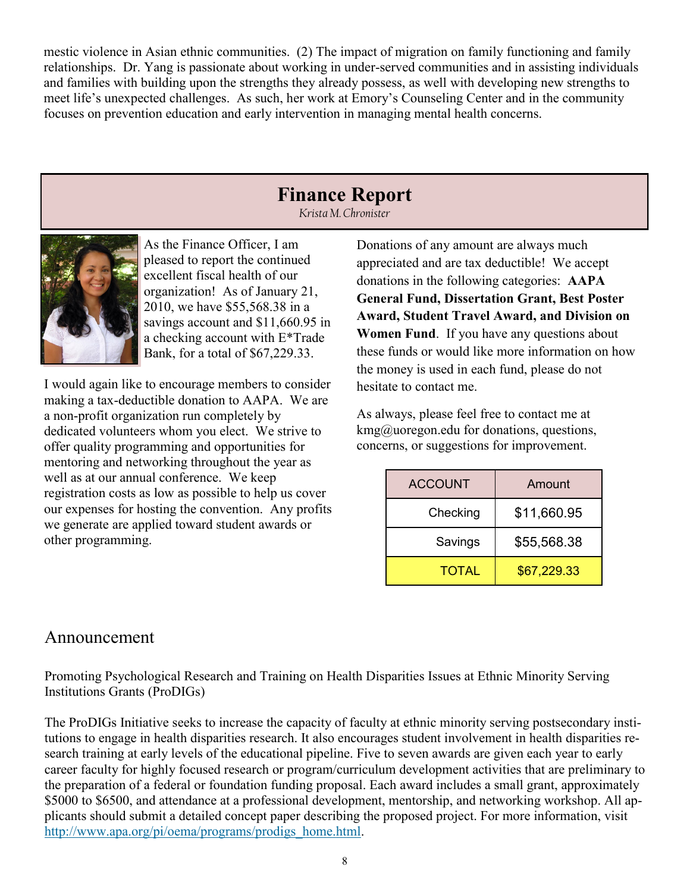mestic violence in Asian ethnic communities. (2) The impact of migration on family functioning and family relationships. Dr. Yang is passionate about working in under-served communities and in assisting individuals and families with building upon the strengths they already possess, as well with developing new strengths to meet life's unexpected challenges. As such, her work at Emory's Counseling Center and in the community focuses on prevention education and early intervention in managing mental health concerns.

## Finance Report

*Krista M. Chronister*

As the Finance Officer, I am pleased to report the continued excellent fiscal health of our organization! As of January 21, 2010, we have $55,568.38 in a savings account and $11,660.95 in a checking account with E*Trade Bank, for a total of $67,229.33.

I would again like to encourage members to consider making a tax-deductible donation to AAPA. We are a non-profit organization run completely by dedicated volunteers whom you elect. We strive to offer quality programming and opportunities for mentoring and networking throughout the year as well as at our annual conference. We keep registration costs as low as possible to help us cover our expenses for hosting the convention. Any profits we generate are applied toward student awards or other programming.

Donations of any amount are always much appreciated and are tax deductible! We accept donations in the following categories: **AAPA General Fund, Dissertation Grant, Best Poster Award, Student Travel Award, and Division on Women Fund**. If you have any questions about these funds or would like more information on how the money is used in each fund, please do not hesitate to contact me.

As always, please feel free to contact me at kmg@uoregon.edu for donations, questions, concerns, or suggestions for improvement.

| ACCOUNT | Amount |
|---|---|
| Checking | $11,660.95 |
| Savings | $55,568.38 |
| TOTAL | $67,229.33 |

## Announcement

Promoting Psychological Research and Training on Health Disparities Issues at Ethnic Minority Serving Institutions Grants (ProDIGs)

The ProDIGs Initiative seeks to increase the capacity of faculty at ethnic minority serving postsecondary institutions to engage in health disparities research. It also encourages student involvement in health disparities research training at early levels of the educational pipeline. Five to seven awards are given each year to early career faculty for highly focused research or program/curriculum development activities that are preliminary to the preparation of a federal or foundation funding proposal. Each award includes a small grant, approximately $5000 to $6500, and attendance at a professional development, mentorship, and networking workshop. All applicants should submit a detailed concept paper describing the proposed project. For more information, visit http://www.apa.org/pi/oema/programs/prodigs_home.html.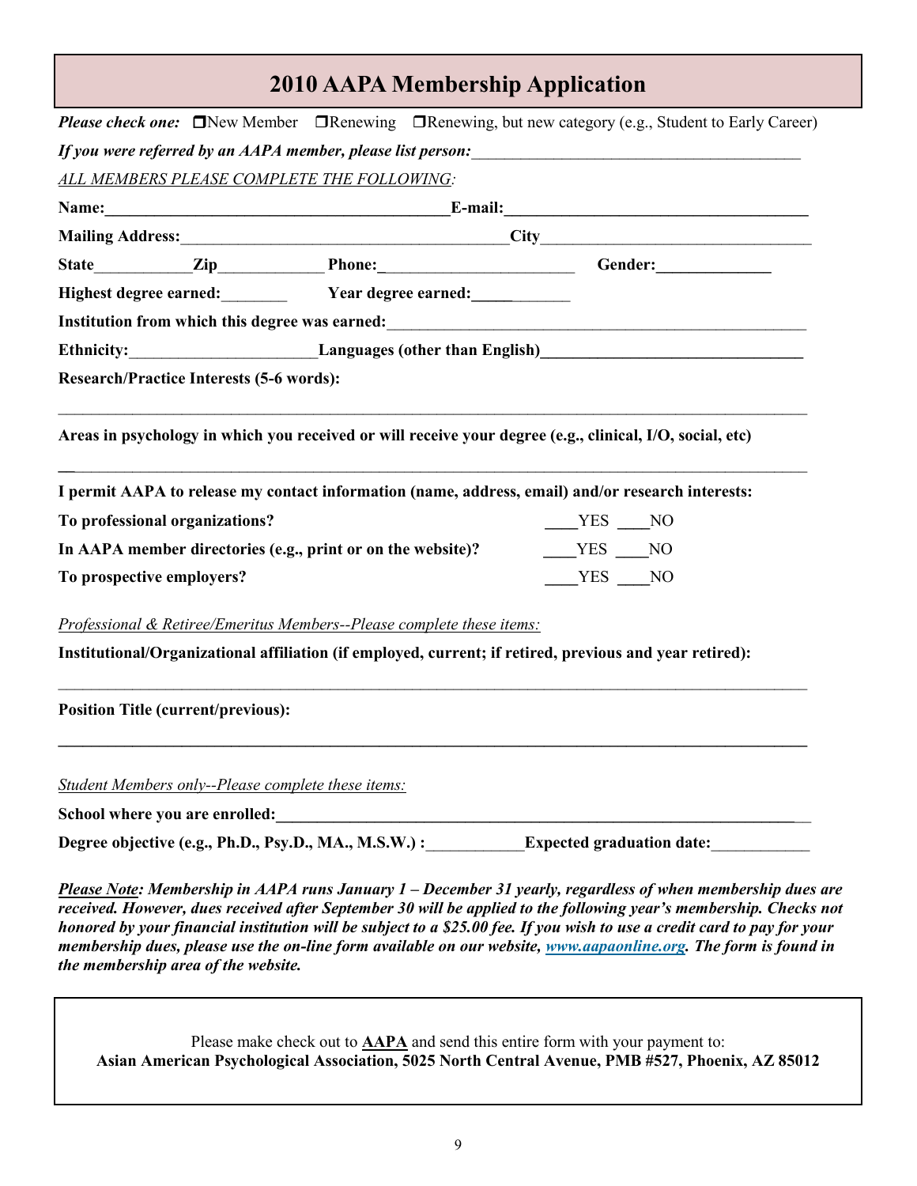# 2010 AAPA Membership Application

***Please check one:*** ❒New Member ❒Renewing ❒Renewing, but new category (e.g., Student to Early Career)

***If you were referred by an AAPA member, please list person:***_______________________________________

*ALL MEMBERS PLEASE COMPLETE THE FOLLOWING:*

**Name:**__________________________________________ **E-mail:**_____________________________________

**Mailing Address:**_______________________________________ **City**________________________________

**State**___________ **Zip**_____________ **Phone:**________________________ **Gender:**______________

**Highest degree earned:**________ **Year degree earned:**____________

**Institution from which this degree was earned:**___________________________________________________

**Ethnicity:**_______________________ **Languages (other than English)**_______________________________

**Research/Practice Interests (5-6 words):**

_____________________________________________________________________________________________

**Areas in psychology in which you received or will receive your degree (e.g., clinical, I/O, social, etc)**

_____________________________________________________________________________________________

**I permit AAPA to release my contact information (name, address, email) and/or research interests:**

**To professional organizations?** ____YES ____NO

**In AAPA member directories (e.g., print or on the website)?** ____YES ____NO

**To prospective employers?** ____YES ____NO

*Professional & Retiree/Emeritus Members--Please complete these items:*

**Institutional/Organizational affiliation (if employed, current; if retired, previous and year retired):**

_____________________________________________________________________________________________

**Position Title (current/previous):**

_____________________________________________________________________________________________

*Student Members only--Please complete these items:*

**School where you are enrolled:**______________________________________________________________

**Degree objective (e.g., Ph.D., Psy.D., MA., M.S.W.) :**___________ **Expected graduation date:**___________

***Please Note: Membership in AAPA runs January 1 – December 31 yearly, regardless of when membership dues are received. However, dues received after September 30 will be applied to the following year's membership. Checks not honored by your financial institution will be subject to a $25.00 fee. If you wish to use a credit card to pay for your membership dues, please use the on-line form available on our website, www.aapaonline.org. The form is found in the membership area of the website.***

Please make check out to **AAPA** and send this entire form with your payment to:
**Asian American Psychological Association, 5025 North Central Avenue, PMB #527, Phoenix, AZ 85012**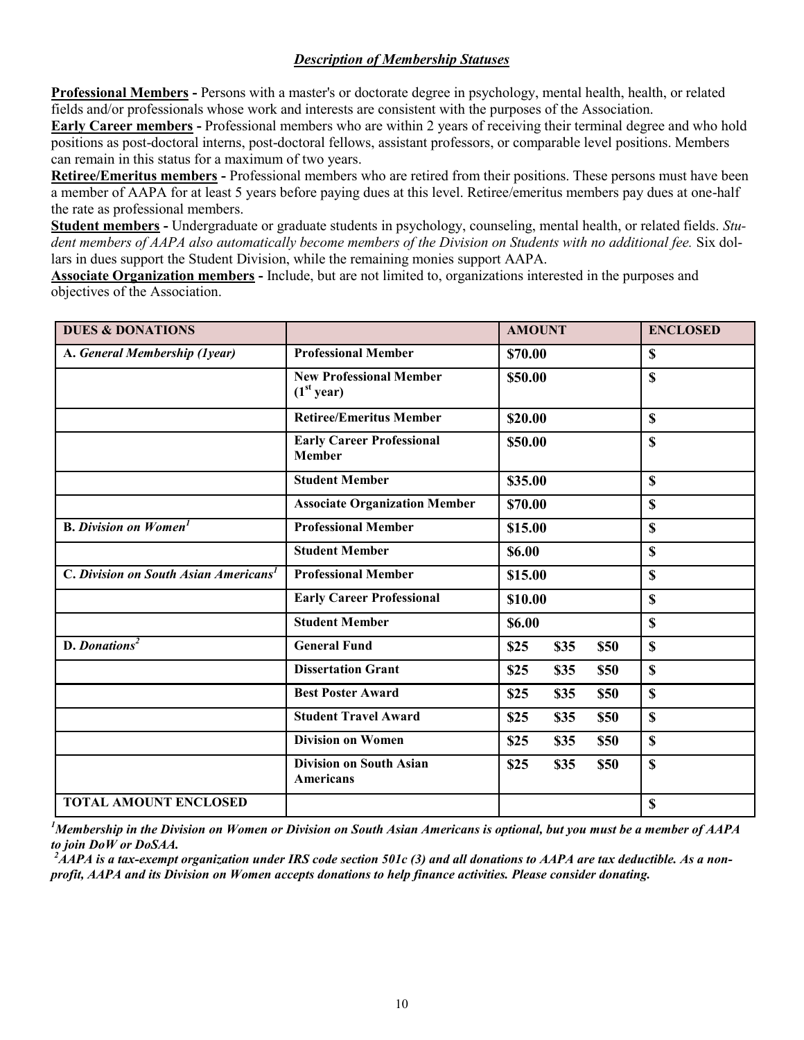### *Description of Membership Statuses*

**Professional Members -** Persons with a master's or doctorate degree in psychology, mental health, health, or related fields and/or professionals whose work and interests are consistent with the purposes of the Association.

**Early Career members -** Professional members who are within 2 years of receiving their terminal degree and who hold positions as post-doctoral interns, post-doctoral fellows, assistant professors, or comparable level positions. Members can remain in this status for a maximum of two years.

**Retiree/Emeritus members -** Professional members who are retired from their positions. These persons must have been a member of AAPA for at least 5 years before paying dues at this level. Retiree/emeritus members pay dues at one-half the rate as professional members.

**Student members -** Undergraduate or graduate students in psychology, counseling, mental health, or related fields. *Student members of AAPA also automatically become members of the Division on Students with no additional fee.* Six dollars in dues support the Student Division, while the remaining monies support AAPA.

**Associate Organization members -** Include, but are not limited to, organizations interested in the purposes and objectives of the Association.

| DUES & DONATIONS | | AMOUNT | ENCLOSED |
|---|---|---|---|
| **A. *General Membership (1year)*** | **Professional Member** | **$70.00** | **$** |
| | **New Professional Member (1st year)** | **$50.00** | **$** |
| | **Retiree/Emeritus Member** | **$20.00** | **$** |
| | **Early Career Professional Member** | **$50.00** | **$** |
| | **Student Member** | **$35.00** | **$** |
| | **Associate Organization Member** | **$70.00** | **$** |
| **B. *Division on Women*[1]** | **Professional Member** | **$15.00** | **$** |
| | **Student Member** | **$6.00** | **$** |
| **C. *Division on South Asian Americans*[1]** | **Professional Member** | **$15.00** | **$** |
| | **Early Career Professional** | **$10.00** | **$** |
| | **Student Member** | **$6.00** | **$** |
| **D. *Donations*[2]** | **General Fund** | **$25 $35 $50** | **$** |
| | **Dissertation Grant** | **$25 $35 $50** | **$** |
| | **Best Poster Award** | **$25 $35 $50** | **$** |
| | **Student Travel Award** | **$25 $35 $50** | **$** |
| | **Division on Women** | **$25 $35 $50** | **$** |
| | **Division on South Asian Americans** | **$25 $35 $50** | **$** |
| **TOTAL AMOUNT ENCLOSED** | | | **$** |

***[1]Membership in the Division on Women or Division on South Asian Americans is optional, but you must be a member of AAPA to join DoW or DoSAA.***

***[2]AAPA is a tax-exempt organization under IRS code section 501c (3) and all donations to AAPA are tax deductible. As a non-profit, AAPA and its Division on Women accepts donations to help finance activities. Please consider donating.***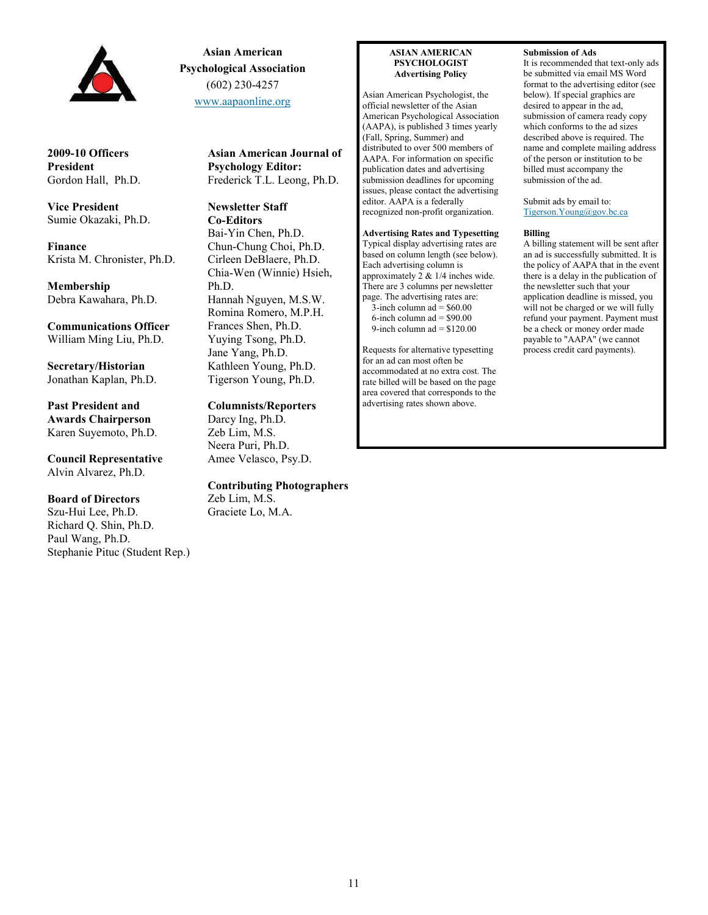**Asian American Psychological Association**

(602) 230-4257

www.aapaonline.org

**2009-10 Officers**

**President**
Gordon Hall, Ph.D.

**Vice President**
Sumie Okazaki, Ph.D.

**Finance**
Krista M. Chronister, Ph.D.

**Membership**
Debra Kawahara, Ph.D.

**Communications Officer**
William Ming Liu, Ph.D.

**Secretary/Historian**
Jonathan Kaplan, Ph.D.

**Past President and Awards Chairperson**
Karen Suyemoto, Ph.D.

**Council Representative**
Alvin Alvarez, Ph.D.

**Board of Directors**
Szu-Hui Lee, Ph.D.
Richard Q. Shin, Ph.D.
Paul Wang, Ph.D.
Stephanie Pituc (Student Rep.)

**Asian American Journal of Psychology Editor:**
Frederick T.L. Leong, Ph.D.

**Newsletter Staff**

**Co-Editors**
Bai-Yin Chen, Ph.D.
Chun-Chung Choi, Ph.D.
Cirleen DeBlaere, Ph.D.
Chia-Wen (Winnie) Hsieh, Ph.D.
Hannah Nguyen, M.S.W.
Romina Romero, M.P.H.
Frances Shen, Ph.D.
Yuying Tsong, Ph.D.
Jane Yang, Ph.D.
Kathleen Young, Ph.D.
Tigerson Young, Ph.D.

**Columnists/Reporters**
Darcy Ing, Ph.D.
Zeb Lim, M.S.
Neera Puri, Ph.D.
Amee Velasco, Psy.D.

**Contributing Photographers**
Zeb Lim, M.S.
Graciete Lo, M.A.

**ASIAN AMERICAN PSYCHOLOGIST Advertising Policy**

Asian American Psychologist, the official newsletter of the Asian American Psychological Association (AAPA), is published 3 times yearly (Fall, Spring, Summer) and distributed to over 500 members of AAPA. For information on specific publication dates and advertising submission deadlines for upcoming issues, please contact the advertising editor. AAPA is a federally recognized non-profit organization.

**Advertising Rates and Typesetting**

Typical display advertising rates are based on column length (see below). Each advertising column is approximately 2 & 1/4 inches wide. There are 3 columns per newsletter page. The advertising rates are:

- 3-inch column ad = $60.00
- 6-inch column ad = $90.00
- 9-inch column ad = $120.00

Requests for alternative typesetting for an ad can most often be accommodated at no extra cost. The rate billed will be based on the page area covered that corresponds to the advertising rates shown above.

**Submission of Ads**

It is recommended that text-only ads be submitted via email MS Word format to the advertising editor (see below). If special graphics are desired to appear in the ad, submission of camera ready copy which conforms to the ad sizes described above is required. The name and complete mailing address of the person or institution to be billed must accompany the submission of the ad.

Submit ads by email to:
Tigerson.Young@gov.bc.ca

**Billing**

A billing statement will be sent after an ad is successfully submitted. It is the policy of AAPA that in the event there is a delay in the publication of the newsletter such that your application deadline is missed, you will not be charged or we will fully refund your payment. Payment must be a check or money order made payable to "AAPA" (we cannot process credit card payments).